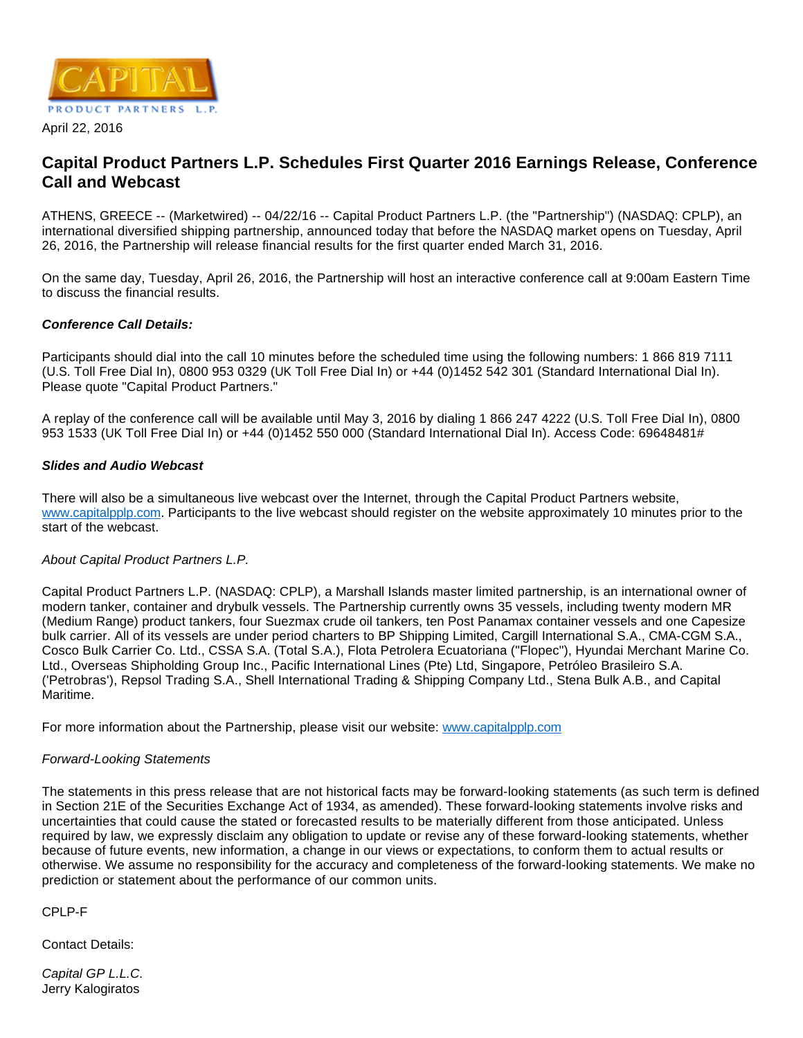April 22, 2016

# Capital Product Partners L.P. Schedules First Quarter 2016 Earnings Release, Conference Call and Webcast

ATHENS, GREECE -- (Marketwired) -- 04/22/16 -- Capital Product Partners L.P. (the "Partnership") (NASDAQ: CPLP), an international diversified shipping partnership, announced today that before the NASDAQ market opens on Tuesday, April 26, 2016, the Partnership will release financial results for the first quarter ended March 31, 2016.

On the same day, Tuesday, April 26, 2016, the Partnership will host an interactive conference call at 9:00am Eastern Time to discuss the financial results.

***Conference Call Details:***

Participants should dial into the call 10 minutes before the scheduled time using the following numbers: 1 866 819 7111 (U.S. Toll Free Dial In), 0800 953 0329 (UK Toll Free Dial In) or +44 (0)1452 542 301 (Standard International Dial In). Please quote "Capital Product Partners."

A replay of the conference call will be available until May 3, 2016 by dialing 1 866 247 4222 (U.S. Toll Free Dial In), 0800 953 1533 (UK Toll Free Dial In) or +44 (0)1452 550 000 (Standard International Dial In). Access Code: 69648481#

***Slides and Audio Webcast***

There will also be a simultaneous live webcast over the Internet, through the Capital Product Partners website, www.capitalpplp.com. Participants to the live webcast should register on the website approximately 10 minutes prior to the start of the webcast.

*About Capital Product Partners L.P.*

Capital Product Partners L.P. (NASDAQ: CPLP), a Marshall Islands master limited partnership, is an international owner of modern tanker, container and drybulk vessels. The Partnership currently owns 35 vessels, including twenty modern MR (Medium Range) product tankers, four Suezmax crude oil tankers, ten Post Panamax container vessels and one Capesize bulk carrier. All of its vessels are under period charters to BP Shipping Limited, Cargill International S.A., CMA-CGM S.A., Cosco Bulk Carrier Co. Ltd., CSSA S.A. (Total S.A.), Flota Petrolera Ecuatoriana ("Flopec"), Hyundai Merchant Marine Co. Ltd., Overseas Shipholding Group Inc., Pacific International Lines (Pte) Ltd, Singapore, Petróleo Brasileiro S.A. ('Petrobras'), Repsol Trading S.A., Shell International Trading & Shipping Company Ltd., Stena Bulk A.B., and Capital Maritime.

For more information about the Partnership, please visit our website: www.capitalpplp.com

*Forward-Looking Statements*

The statements in this press release that are not historical facts may be forward-looking statements (as such term is defined in Section 21E of the Securities Exchange Act of 1934, as amended). These forward-looking statements involve risks and uncertainties that could cause the stated or forecasted results to be materially different from those anticipated. Unless required by law, we expressly disclaim any obligation to update or revise any of these forward-looking statements, whether because of future events, new information, a change in our views or expectations, to conform them to actual results or otherwise. We assume no responsibility for the accuracy and completeness of the forward-looking statements. We make no prediction or statement about the performance of our common units.

CPLP-F

Contact Details:

*Capital GP L.L.C.*
Jerry Kalogiratos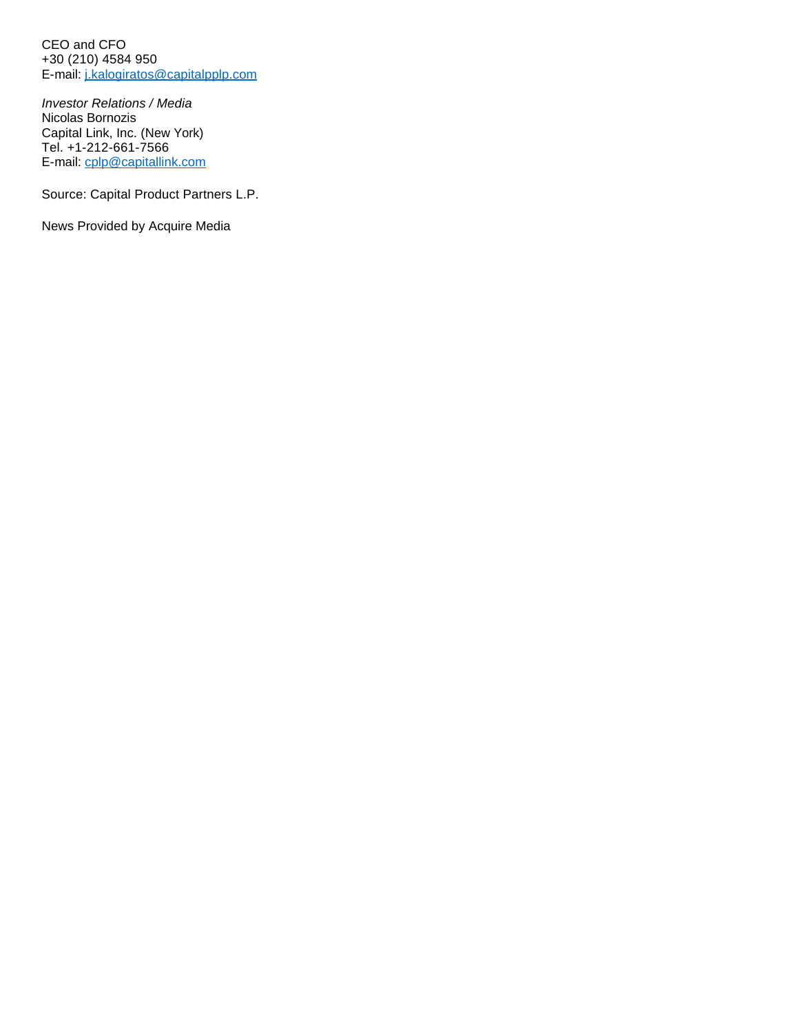CEO and CFO
+30 (210) 4584 950
E-mail: j.kalogiratos@capitalpplp.com

*Investor Relations / Media*
Nicolas Bornozis
Capital Link, Inc. (New York)
Tel. +1-212-661-7566
E-mail: cplp@capitallink.com

Source: Capital Product Partners L.P.

News Provided by Acquire Media